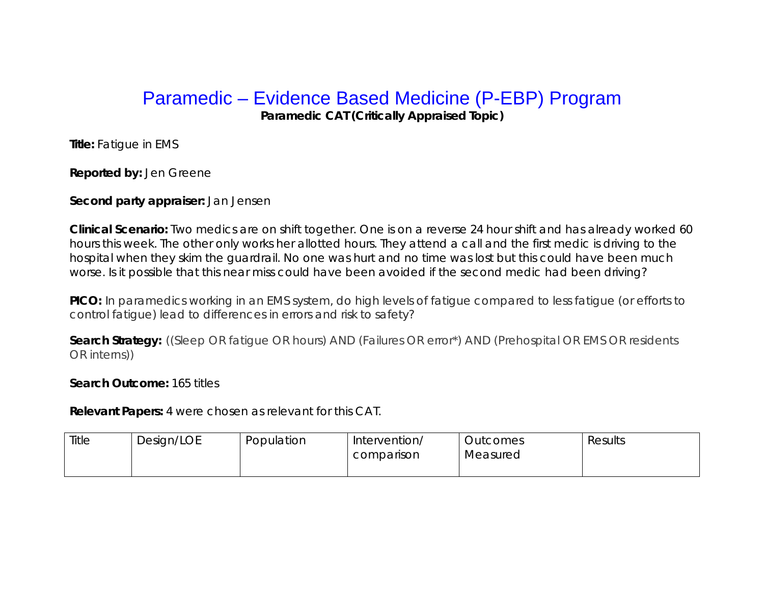# Paramedic – Evidence Based Medicine (P-EBP) Program

**Paramedic CAT (Critically Appraised Topic)**

**Title:** Fatigue in EMS

**Reported by:** Jen Greene

**Second party appraiser:** Jan Jensen

**Clinical Scenario:** Two medics are on shift together. One is on a reverse 24 hour shift and has already worked 60 hours this week. The other only works her allotted hours. They attend a call and the first medic is driving to the hospital when they skim the guardrail. No one was hurt and no time was lost but this could have been much worse. Is it possible that this near miss could have been avoided if the second medic had been driving?

**PICO:** In paramedics working in an EMS system, do high levels of fatigue compared to less fatigue (or efforts to control fatigue) lead to differences in errors and risk to safety?

**Search Strategy:** ((Sleep OR fatigue OR hours) AND (Failures OR error*) AND (Prehospital OR EMS OR residents OR interns))

**Search Outcome:** 165 titles

**Relevant Papers:** 4 were chosen as relevant for this CAT.

| Title | Design/LOE | Population | Intervention/ comparison | Outcomes Measured | Results |
|---|---|---|---|---|---|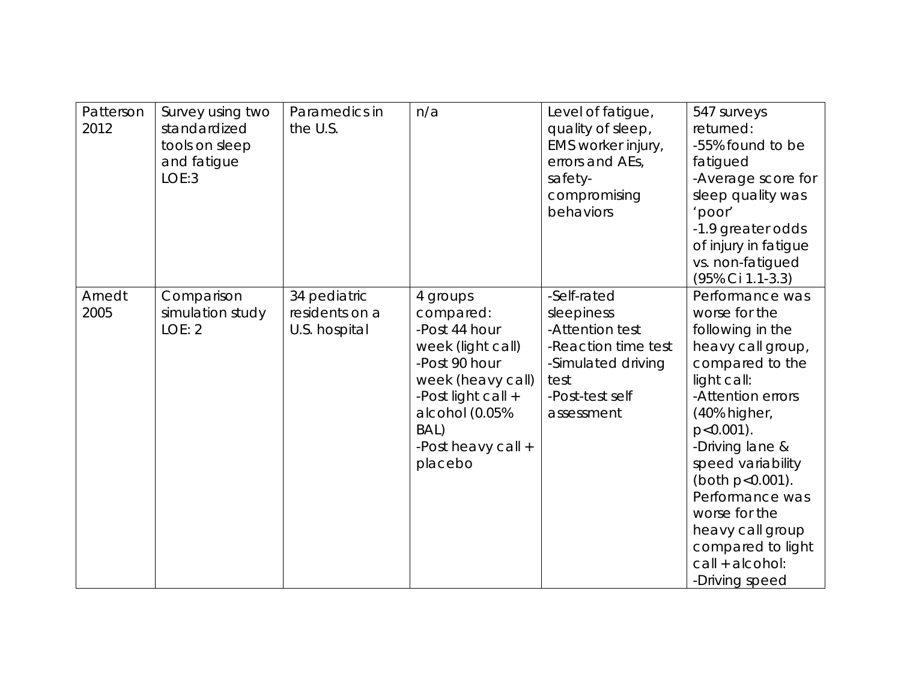| | | | | | |
|---|---|---|---|---|---|
| Patterson 2012 | Survey using two standardized tools on sleep and fatigue LOE:3 | Paramedics in the U.S. | n/a | Level of fatigue, quality of sleep, EMS worker injury, errors and AEs, safety-compromising behaviors | 547 surveys returned:<br>-55% found to be fatigued<br>-Average score for sleep quality was 'poor'<br>-1.9 greater odds of injury in fatigue vs. non-fatigued (95% Ci 1.1-3.3) |
| Arnedt 2005 | Comparison simulation study LOE: 2 | 34 pediatric residents on a U.S. hospital | 4 groups compared:<br>-Post 44 hour week (light call)<br>-Post 90 hour week (heavy call)<br>-Post light call + alcohol (0.05% BAL)<br>-Post heavy call + placebo | -Self-rated sleepiness<br>-Attention test<br>-Reaction time test<br>-Simulated driving test<br>-Post-test self assessment | Performance was worse for the following in the heavy call group, compared to the light call:<br>-Attention errors (40% higher, $p<0.001$).<br>-Driving lane & speed variability (both $p<0.001$).<br>Performance was worse for the heavy call group compared to light call + alcohol:<br>-Driving speed |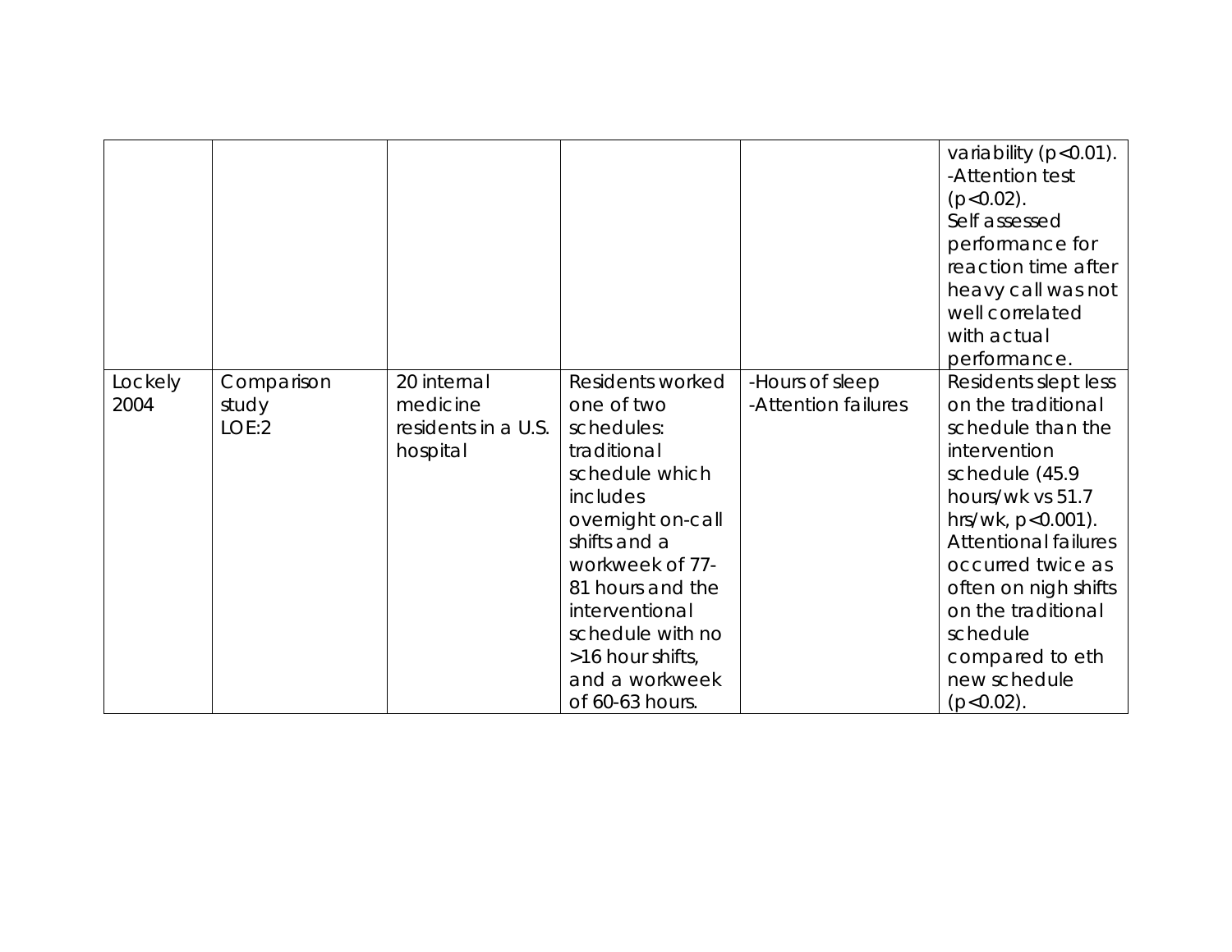| | | | | | |
|---|---|---|---|---|---|
| | | | | | variability ($p<0.01$).<br>-Attention test ($p<0.02$).<br>Self assessed performance for reaction time after heavy call was not well correlated with actual performance. |
| Lockely 2004 | Comparison study<br>LOE:2 | 20 internal medicine residents in a U.S. hospital | Residents worked one of two schedules: traditional schedule which includes overnight on-call shifts and a workweek of 77-81 hours and the interventional schedule with no >16 hour shifts, and a workweek of 60-63 hours. | -Hours of sleep<br>-Attention failures | Residents slept less on the traditional schedule than the intervention schedule (45.9 hours/wk vs 51.7 hrs/wk, $p<0.001$).<br>Attentional failures occurred twice as often on nigh shifts on the traditional schedule compared to eth new schedule ($p<0.02$). |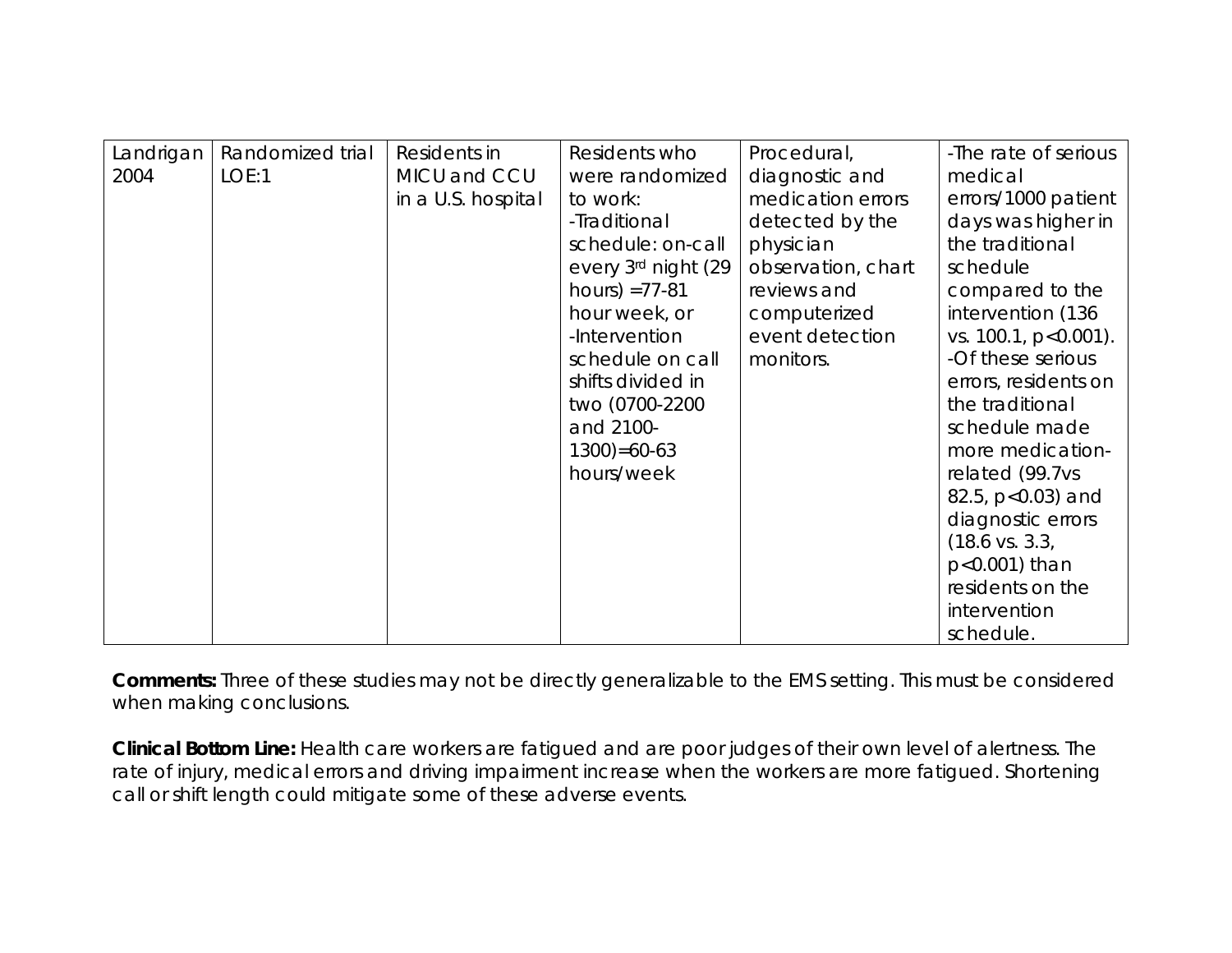| Landrigan 2004 | Randomized trial LOE:1 | Residents in MICU and CCU in a U.S. hospital | Residents who were randomized to work: -Traditional schedule: on-call every 3rd night (29 hours) =77-81 hour week, or -Intervention schedule on call shifts divided in two (0700-2200 and 2100-1300)=60-63 hours/week | Procedural, diagnostic and medication errors detected by the physician observation, chart reviews and computerized event detection monitors. | -The rate of serious medical errors/1000 patient days was higher in the traditional schedule compared to the intervention (136 vs. 100.1, $p<0.001$). -Of these serious errors, residents on the traditional schedule made more medication-related (99.7vs 82.5, $p<0.03$) and diagnostic errors (18.6 vs. 3.3, $p<0.001$) than residents on the intervention schedule. |
|---|---|---|---|---|---|

**Comments:** Three of these studies may not be directly generalizable to the EMS setting. This must be considered when making conclusions.

**Clinical Bottom Line:** Health care workers are fatigued and are poor judges of their own level of alertness. The rate of injury, medical errors and driving impairment increase when the workers are more fatigued. Shortening call or shift length could mitigate some of these adverse events.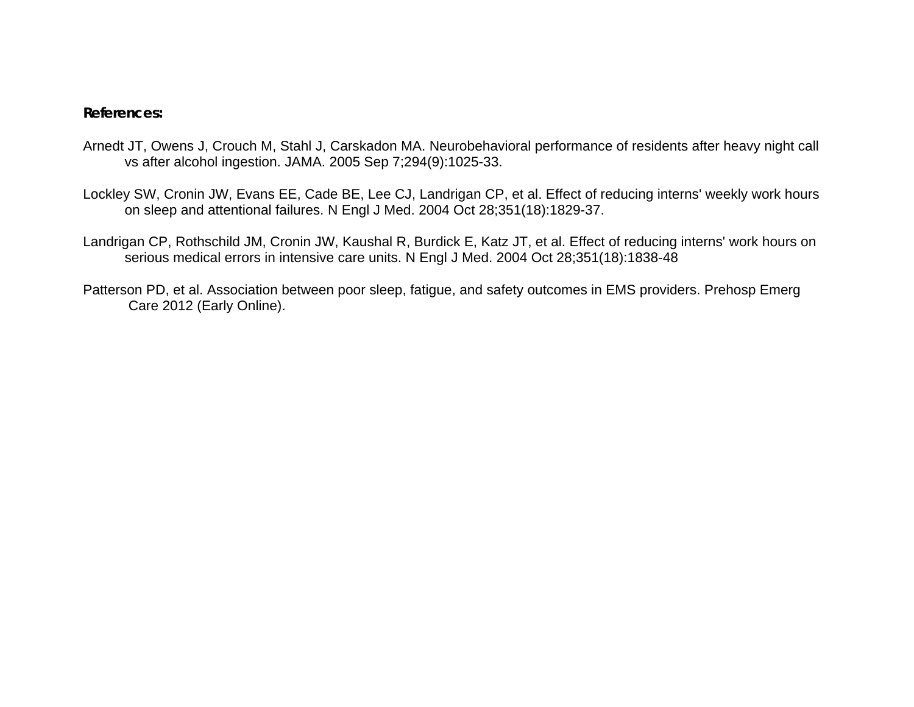**References:**

Arnedt JT, Owens J, Crouch M, Stahl J, Carskadon MA. Neurobehavioral performance of residents after heavy night call vs after alcohol ingestion. JAMA. 2005 Sep 7;294(9):1025-33.

Lockley SW, Cronin JW, Evans EE, Cade BE, Lee CJ, Landrigan CP, et al. Effect of reducing interns' weekly work hours on sleep and attentional failures. N Engl J Med. 2004 Oct 28;351(18):1829-37.

Landrigan CP, Rothschild JM, Cronin JW, Kaushal R, Burdick E, Katz JT, et al. Effect of reducing interns' work hours on serious medical errors in intensive care units. N Engl J Med. 2004 Oct 28;351(18):1838-48

Patterson PD, et al. Association between poor sleep, fatigue, and safety outcomes in EMS providers. Prehosp Emerg Care 2012 (Early Online).